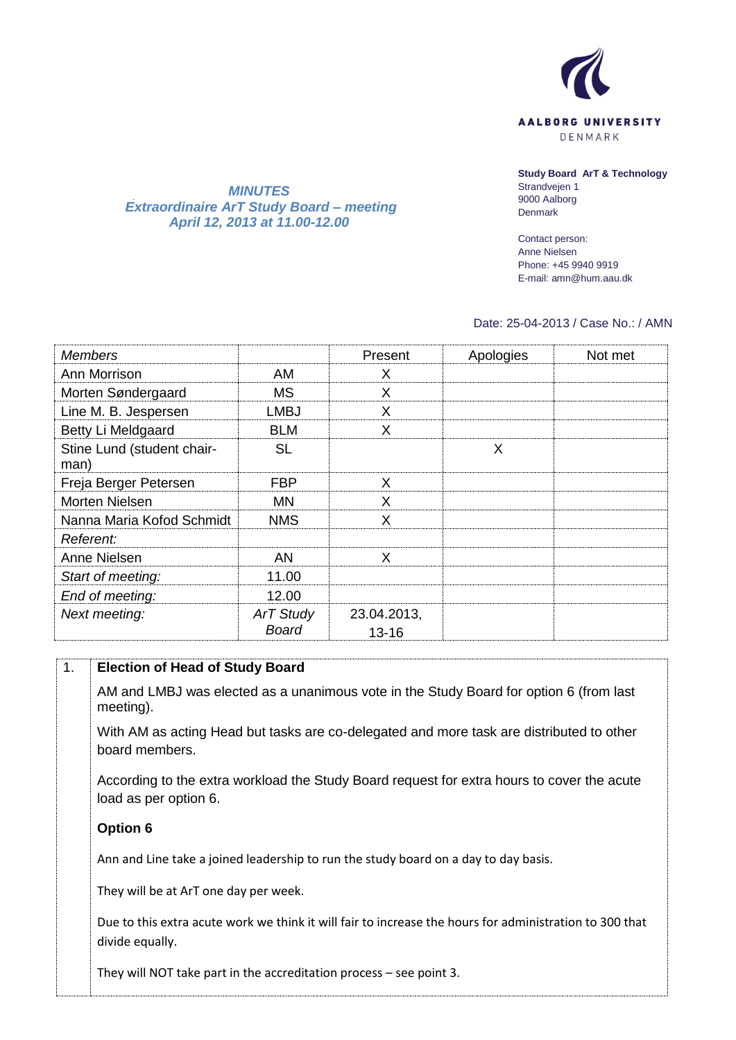**AALBORG UNIVERSITY**
DENMARK

**Study Board ArT & Technology**
Strandvejen 1
9000 Aalborg
Denmark

Contact person:
Anne Nielsen
Phone: +45 9940 9919
E-mail: amn@hum.aau.dk

***MINUTES***
***Extraordinaire ArT Study Board – meeting***
***April 12, 2013 at 11.00-12.00***

Date: 25-04-2013 / Case No.: / AMN

| *Members* | | Present | Apologies | Not met |
|---|---|---|---|---|
| Ann Morrison | AM | X | | |
| Morten Søndergaard | MS | X | | |
| Line M. B. Jespersen | LMBJ | X | | |
| Betty Li Meldgaard | BLM | X | | |
| Stine Lund (student chair-man) | SL | | X | |
| Freja Berger Petersen | FBP | X | | |
| Morten Nielsen | MN | X | | |
| Nanna Maria Kofod Schmidt | NMS | X | | |
| *Referent:* | | | | |
| Anne Nielsen | AN | X | | |
| *Start of meeting:* | 11.00 | | | |
| *End of meeting:* | 12.00 | | | |
| *Next meeting:* | *ArT Study Board* | 23.04.2013, 13-16 | | |

1. **Election of Head of Study Board**

AM and LMBJ was elected as a unanimous vote in the Study Board for option 6 (from last meeting).

With AM as acting Head but tasks are co-delegated and more task are distributed to other board members.

According to the extra workload the Study Board request for extra hours to cover the acute load as per option 6.

**Option 6**

Ann and Line take a joined leadership to run the study board on a day to day basis.

They will be at ArT one day per week.

Due to this extra acute work we think it will fair to increase the hours for administration to 300 that divide equally.

They will NOT take part in the accreditation process – see point 3.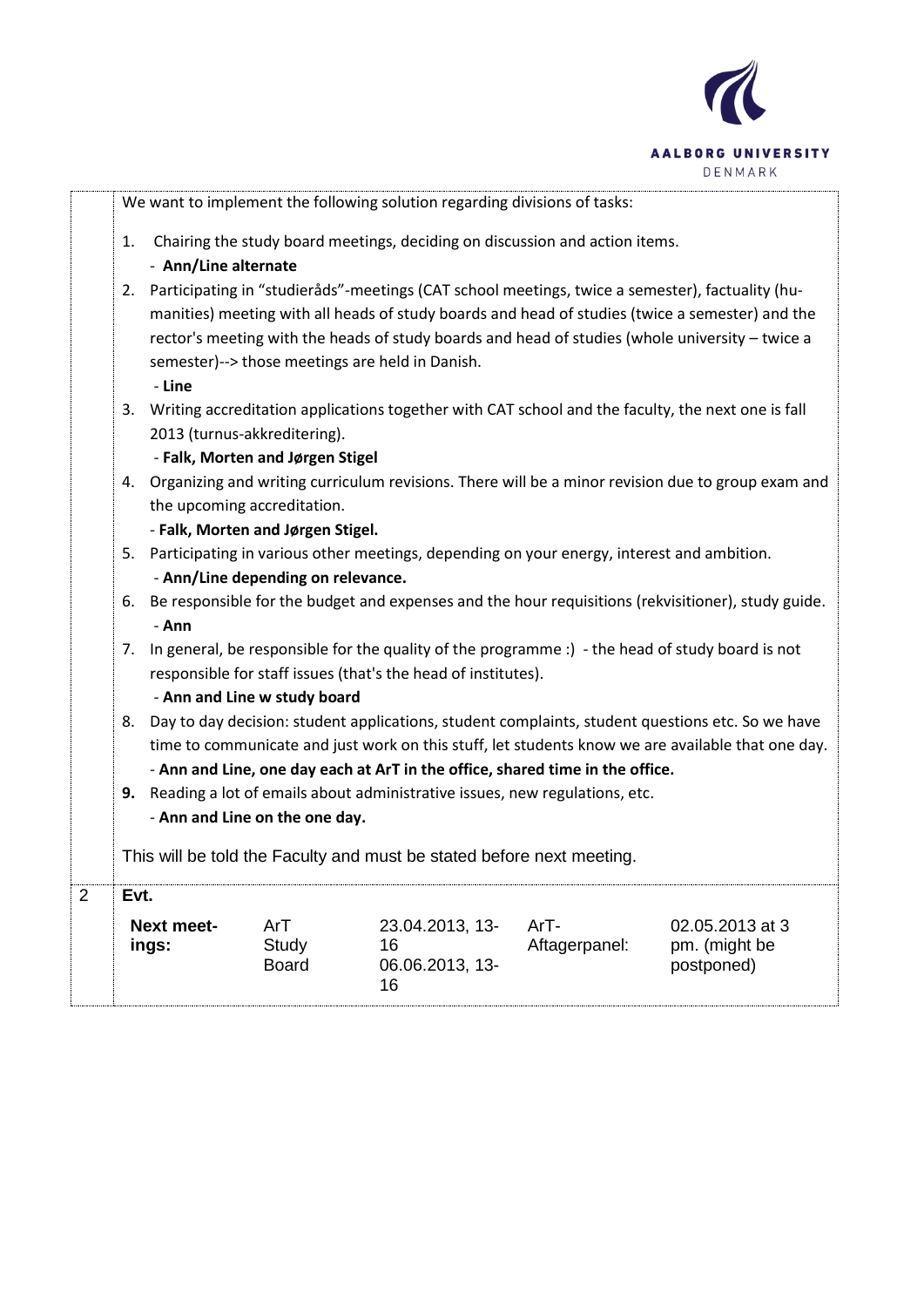We want to implement the following solution regarding divisions of tasks:

1. Chairing the study board meetings, deciding on discussion and action items.
   - **Ann/Line alternate**
2. Participating in "studieråds"-meetings (CAT school meetings, twice a semester), factuality (humanities) meeting with all heads of study boards and head of studies (twice a semester) and the rector's meeting with the heads of study boards and head of studies (whole university – twice a semester)--> those meetings are held in Danish.
   - **Line**
3. Writing accreditation applications together with CAT school and the faculty, the next one is fall 2013 (turnus-akkreditering).
   - **Falk, Morten and Jørgen Stigel**
4. Organizing and writing curriculum revisions. There will be a minor revision due to group exam and the upcoming accreditation.
   - **Falk, Morten and Jørgen Stigel.**
5. Participating in various other meetings, depending on your energy, interest and ambition.
   - **Ann/Line depending on relevance.**
6. Be responsible for the budget and expenses and the hour requisitions (rekvisitioner), study guide.
   - **Ann**
7. In general, be responsible for the quality of the programme :) - the head of study board is not responsible for staff issues (that's the head of institutes).
   - **Ann and Line w study board**
8. Day to day decision: student applications, student complaints, student questions etc. So we have time to communicate and just work on this stuff, let students know we are available that one day.
   - **Ann and Line, one day each at ArT in the office, shared time in the office.**
9. Reading a lot of emails about administrative issues, new regulations, etc.
   - **Ann and Line on the one day.**

This will be told the Faculty and must be stated before next meeting.

| | | | | | |
|---|---|---|---|---|---|
| 2 | **Evt.** | | | | |
| | **Next meetings:** | ArT Study Board | 23.04.2013, 13-16<br>06.06.2013, 13-16 | ArT-Aftagerpanel: | 02.05.2013 at 3 pm. (might be postponed) |